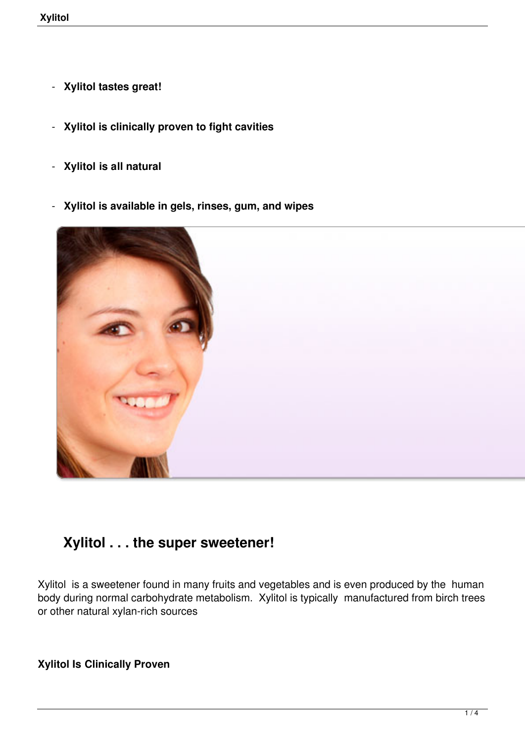- **Xylitol tastes great!**
- **Xylitol is clinically proven to fight cavities**
- **Xylitol is all natural**
- **Xylitol is available in gels, rinses, gum, and wipes**

## Xylitol . . . the super sweetener!

Xylitol is a sweetener found in many fruits and vegetables and is even produced by the human body during normal carbohydrate metabolism. Xylitol is typically manufactured from birch trees or other natural xylan-rich sources

**Xylitol Is Clinically Proven**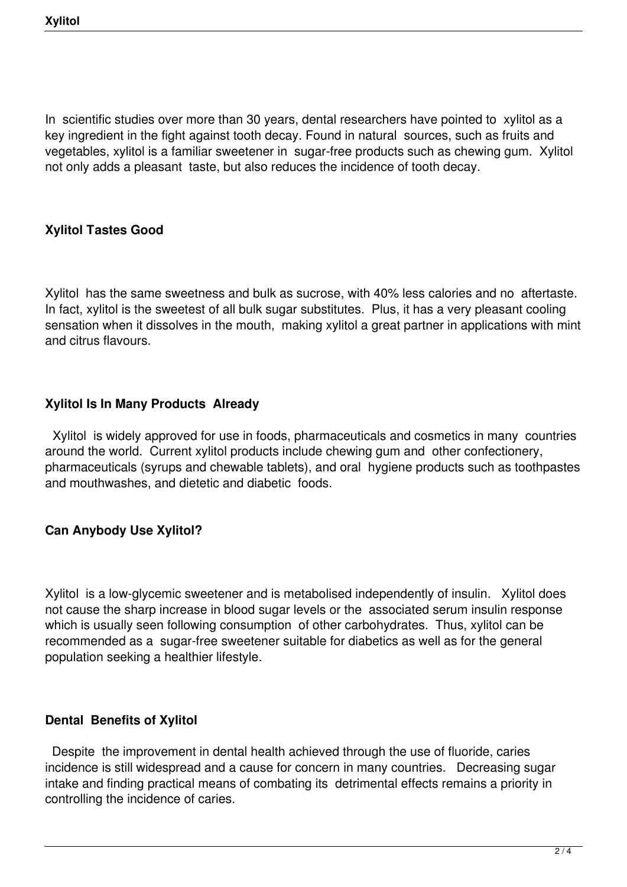In scientific studies over more than 30 years, dental researchers have pointed to xylitol as a key ingredient in the fight against tooth decay. Found in natural sources, such as fruits and vegetables, xylitol is a familiar sweetener in sugar-free products such as chewing gum. Xylitol not only adds a pleasant taste, but also reduces the incidence of tooth decay.

**Xylitol Tastes Good**

Xylitol has the same sweetness and bulk as sucrose, with 40% less calories and no aftertaste. In fact, xylitol is the sweetest of all bulk sugar substitutes. Plus, it has a very pleasant cooling sensation when it dissolves in the mouth, making xylitol a great partner in applications with mint and citrus flavours.

**Xylitol Is In Many Products Already**

Xylitol is widely approved for use in foods, pharmaceuticals and cosmetics in many countries around the world. Current xylitol products include chewing gum and other confectionery, pharmaceuticals (syrups and chewable tablets), and oral hygiene products such as toothpastes and mouthwashes, and dietetic and diabetic foods.

**Can Anybody Use Xylitol?**

Xylitol is a low-glycemic sweetener and is metabolised independently of insulin. Xylitol does not cause the sharp increase in blood sugar levels or the associated serum insulin response which is usually seen following consumption of other carbohydrates. Thus, xylitol can be recommended as a sugar-free sweetener suitable for diabetics as well as for the general population seeking a healthier lifestyle.

**Dental Benefits of Xylitol**

Despite the improvement in dental health achieved through the use of fluoride, caries incidence is still widespread and a cause for concern in many countries. Decreasing sugar intake and finding practical means of combating its detrimental effects remains a priority in controlling the incidence of caries.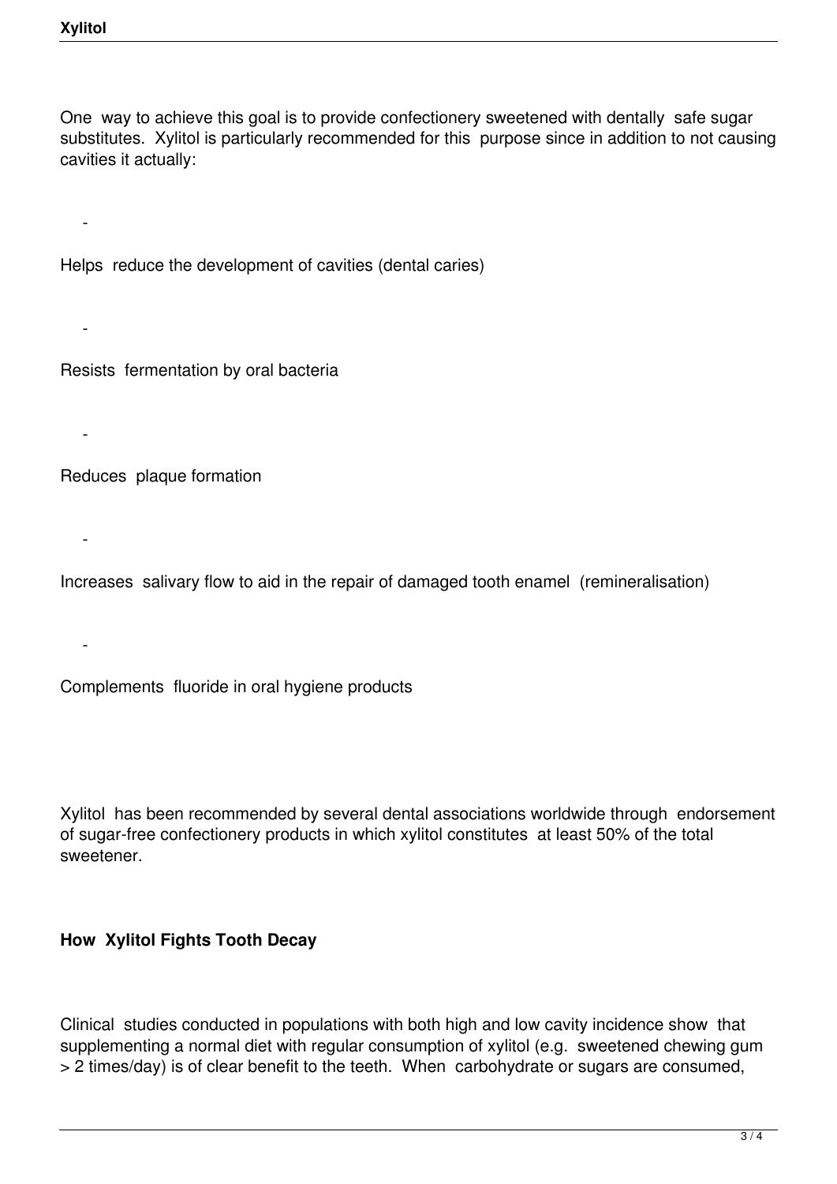One way to achieve this goal is to provide confectionery sweetened with dentally safe sugar substitutes. Xylitol is particularly recommended for this purpose since in addition to not causing cavities it actually:

- Helps reduce the development of cavities (dental caries)
- Resists fermentation by oral bacteria
- Reduces plaque formation
- Increases salivary flow to aid in the repair of damaged tooth enamel (remineralisation)
- Complements fluoride in oral hygiene products

Xylitol has been recommended by several dental associations worldwide through endorsement of sugar-free confectionery products in which xylitol constitutes at least 50% of the total sweetener.

**How Xylitol Fights Tooth Decay**

Clinical studies conducted in populations with both high and low cavity incidence show that supplementing a normal diet with regular consumption of xylitol (e.g. sweetened chewing gum > 2 times/day) is of clear benefit to the teeth. When carbohydrate or sugars are consumed,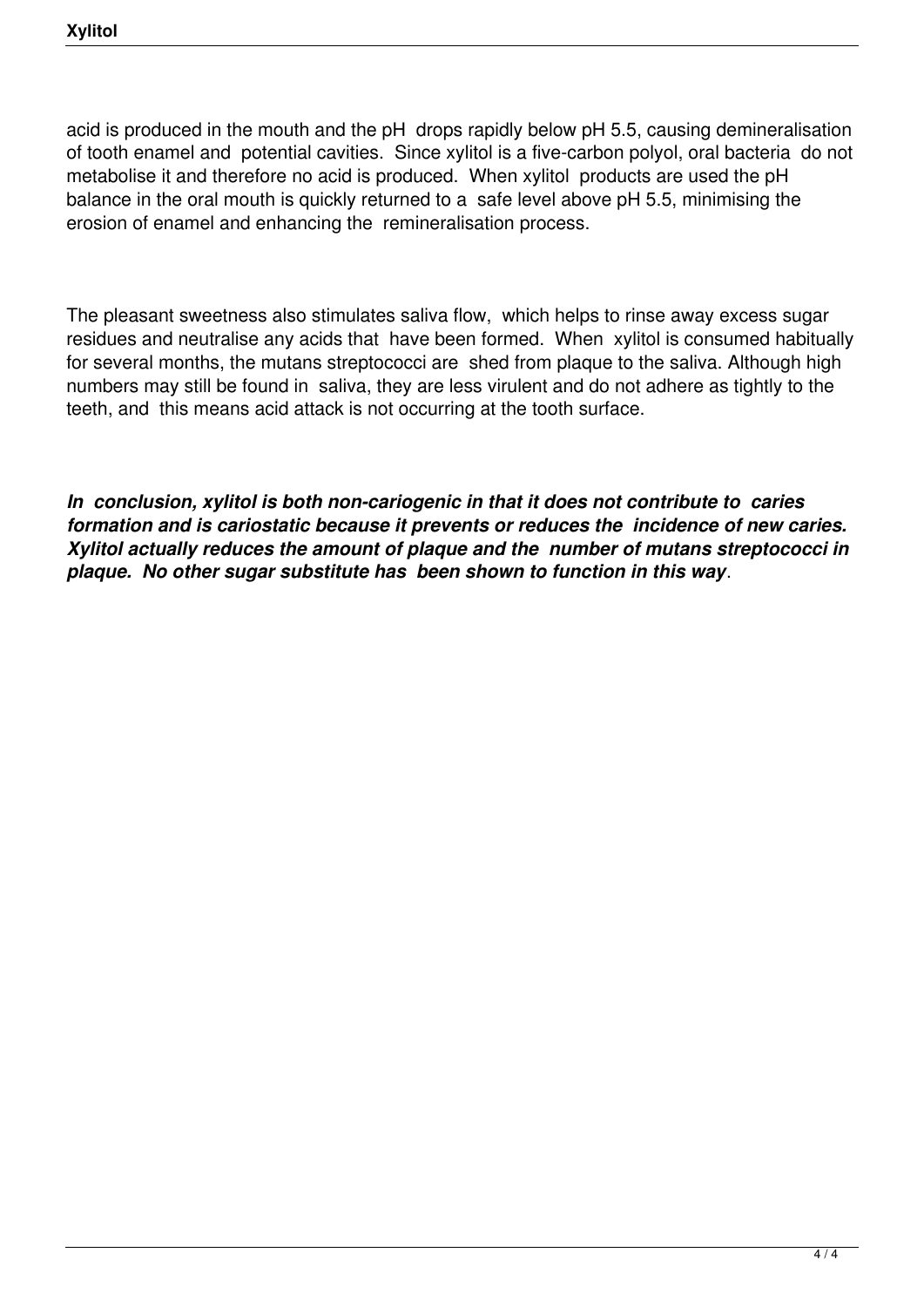acid is produced in the mouth and the pH drops rapidly below pH 5.5, causing demineralisation of tooth enamel and potential cavities. Since xylitol is a five-carbon polyol, oral bacteria do not metabolise it and therefore no acid is produced. When xylitol products are used the pH balance in the oral mouth is quickly returned to a safe level above pH 5.5, minimising the erosion of enamel and enhancing the remineralisation process.

The pleasant sweetness also stimulates saliva flow, which helps to rinse away excess sugar residues and neutralise any acids that have been formed. When xylitol is consumed habitually for several months, the mutans streptococci are shed from plaque to the saliva. Although high numbers may still be found in saliva, they are less virulent and do not adhere as tightly to the teeth, and this means acid attack is not occurring at the tooth surface.

***In conclusion, xylitol is both non-cariogenic in that it does not contribute to caries formation and is cariostatic because it prevents or reduces the incidence of new caries. Xylitol actually reduces the amount of plaque and the number of mutans streptococci in plaque. No other sugar substitute has been shown to function in this way***.